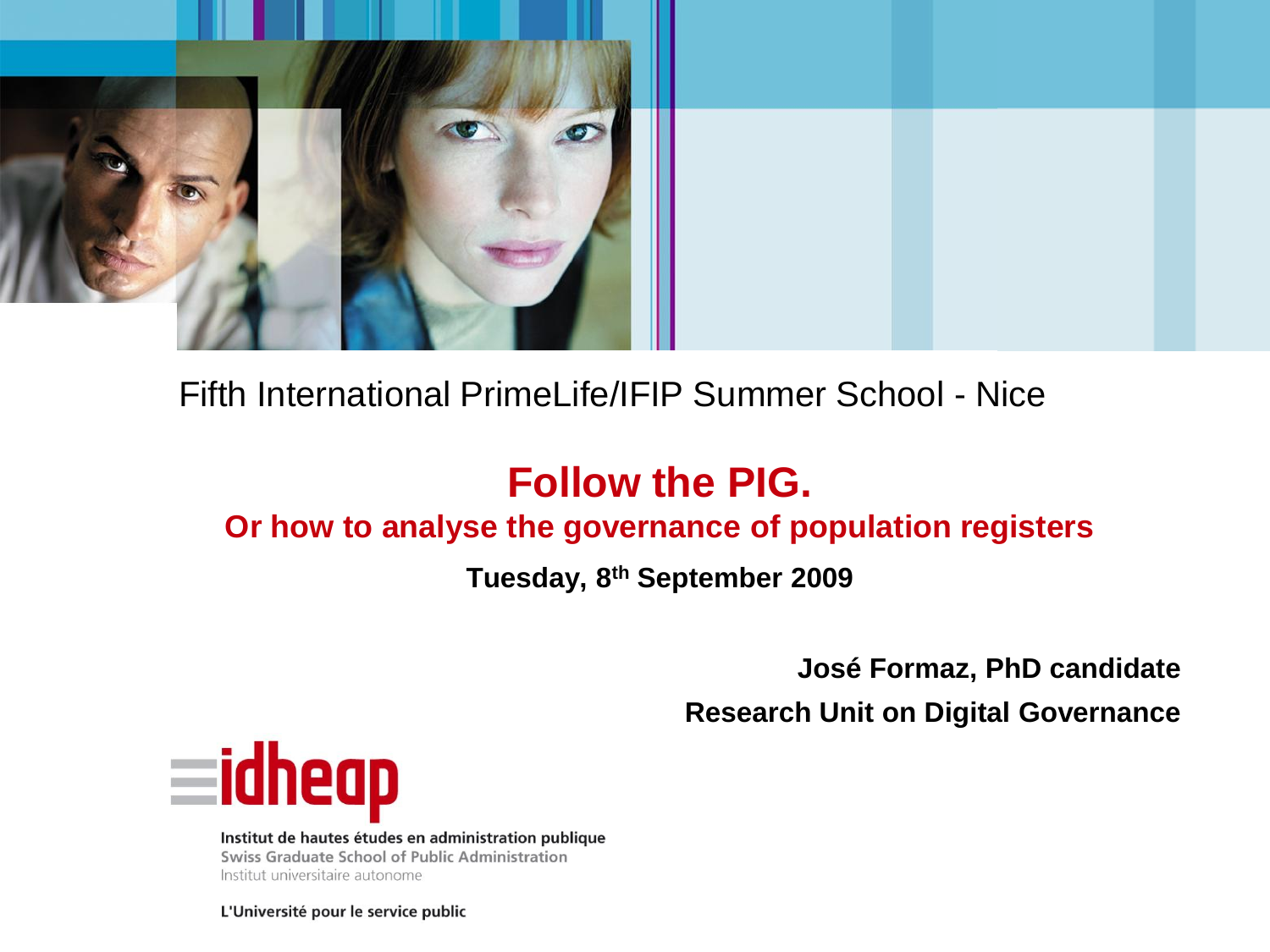Fifth International PrimeLife/IFIP Summer School - Nice

# Follow the PIG.

## Or how to analyse the governance of population registers

**Tuesday, 8th September 2009**

**José Formaz, PhD candidate**

**Research Unit on Digital Governance**

idheap

Institut de hautes études en administration publique
Swiss Graduate School of Public Administration
Institut universitaire autonome

L'Université pour le service public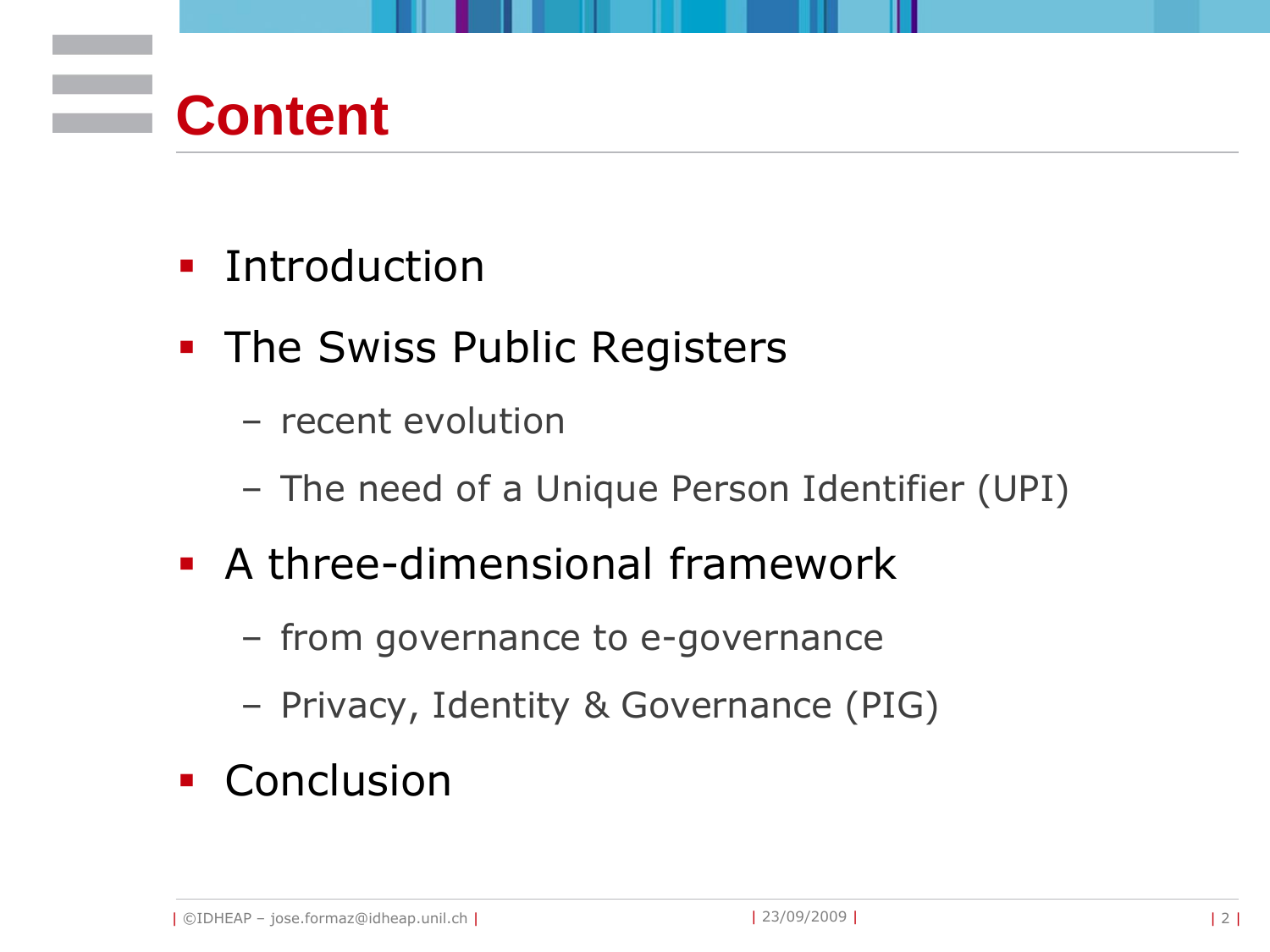# Content

- Introduction
- The Swiss Public Registers
  - recent evolution
  - The need of a Unique Person Identifier (UPI)
- A three-dimensional framework
  - from governance to e-governance
  - Privacy, Identity & Governance (PIG)
- Conclusion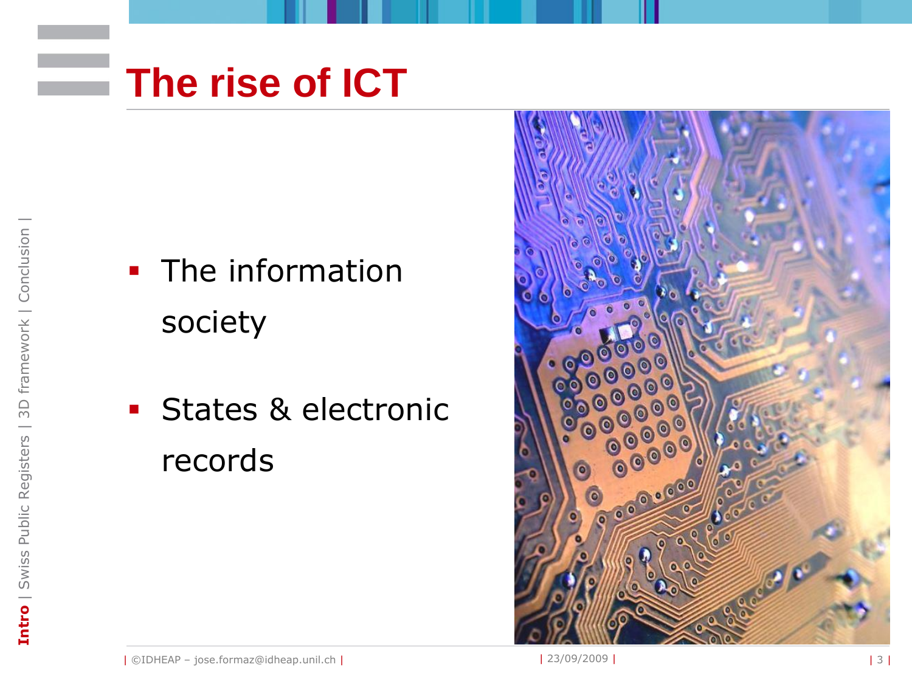# The rise of ICT

- The information society
- States & electronic records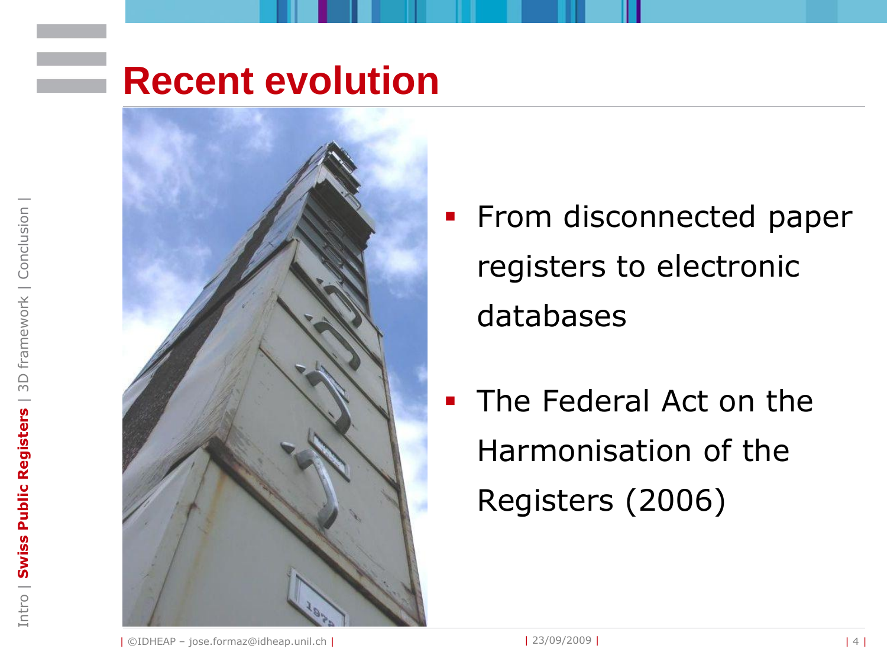# Recent evolution

- From disconnected paper registers to electronic databases
- The Federal Act on the Harmonisation of the Registers (2006)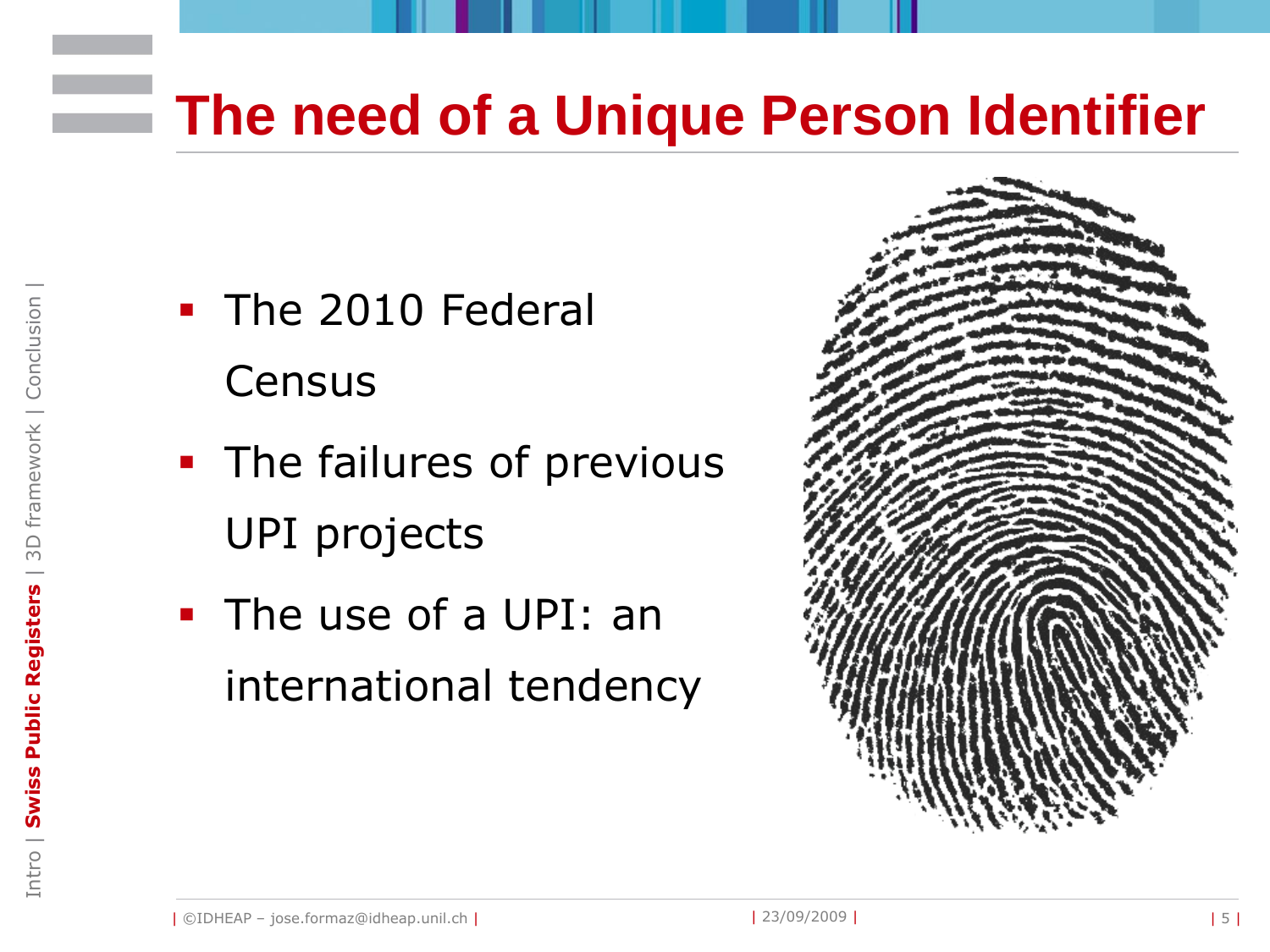# The need of a Unique Person Identifier

- The 2010 Federal Census
- The failures of previous UPI projects
- The use of a UPI: an international tendency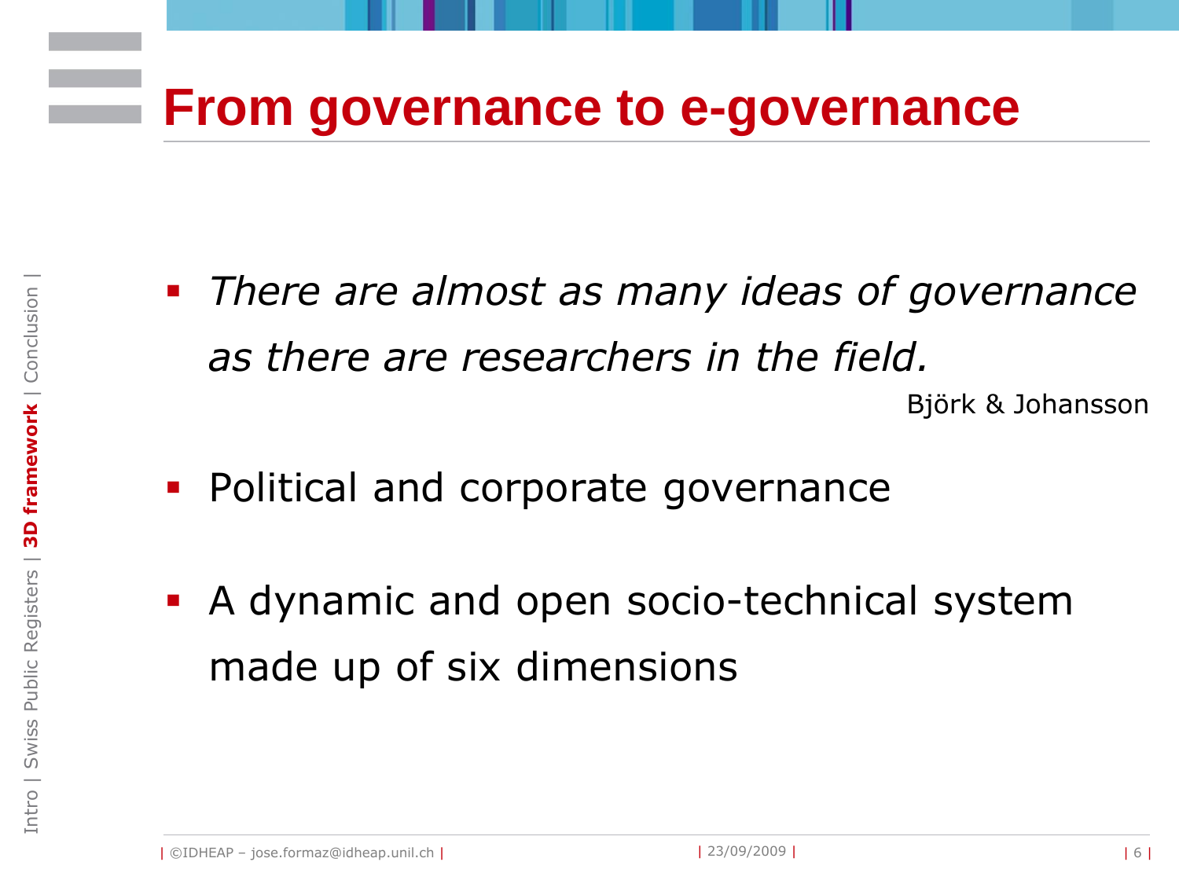# From governance to e-governance

- *There are almost as many ideas of governance as there are researchers in the field.*

  Björk & Johansson

- Political and corporate governance

- A dynamic and open socio-technical system made up of six dimensions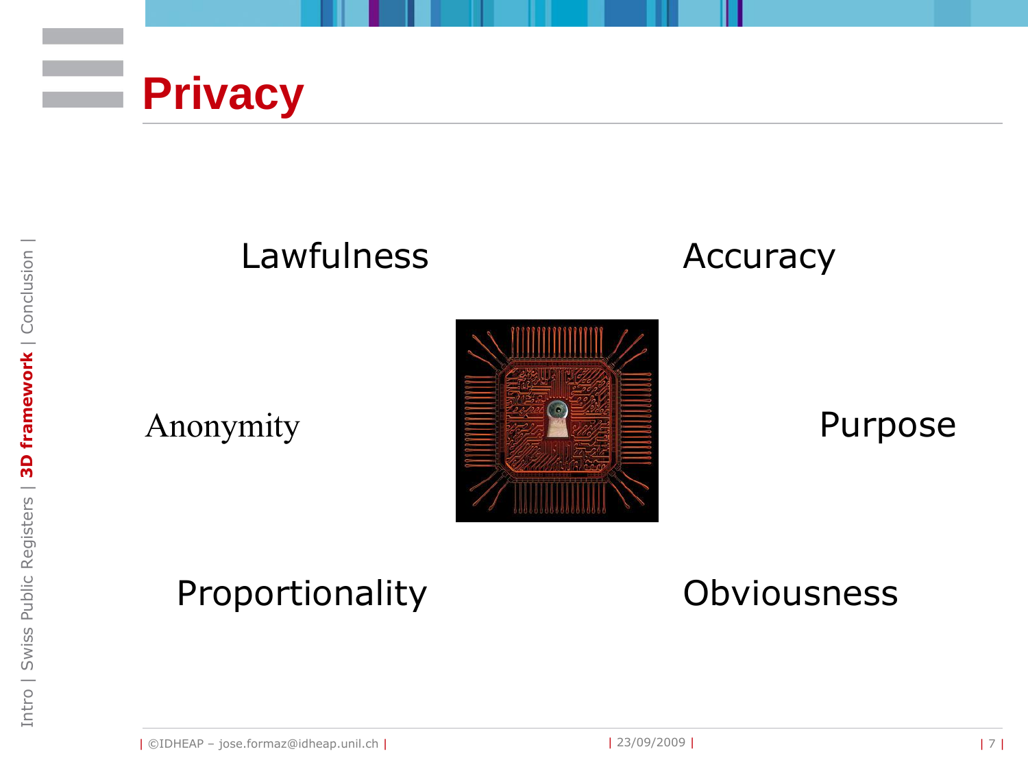# Privacy

Lawfulness

Accuracy

Anonymity

Purpose

Proportionality

Obviousness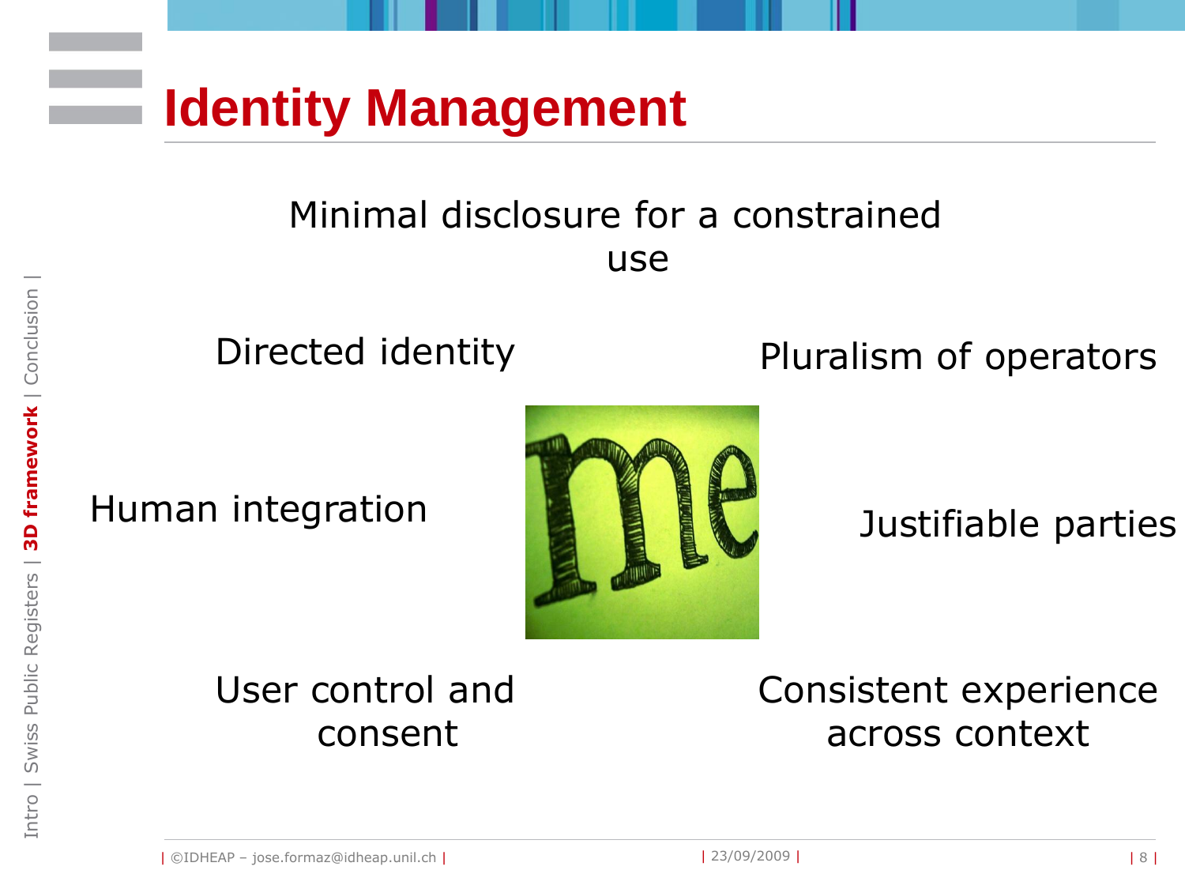# Identity Management

Minimal disclosure for a constrained use

Directed identity

Pluralism of operators

Human integration

Justifiable parties

User control and consent

Consistent experience across context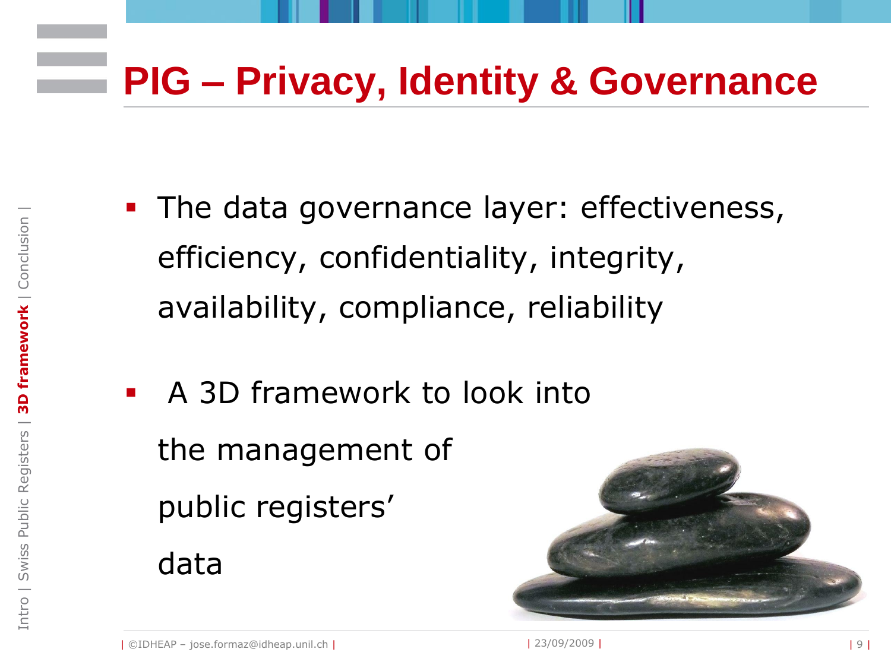# PIG – Privacy, Identity & Governance

- The data governance layer: effectiveness, efficiency, confidentiality, integrity, availability, compliance, reliability

- A 3D framework to look into the management of public registers' data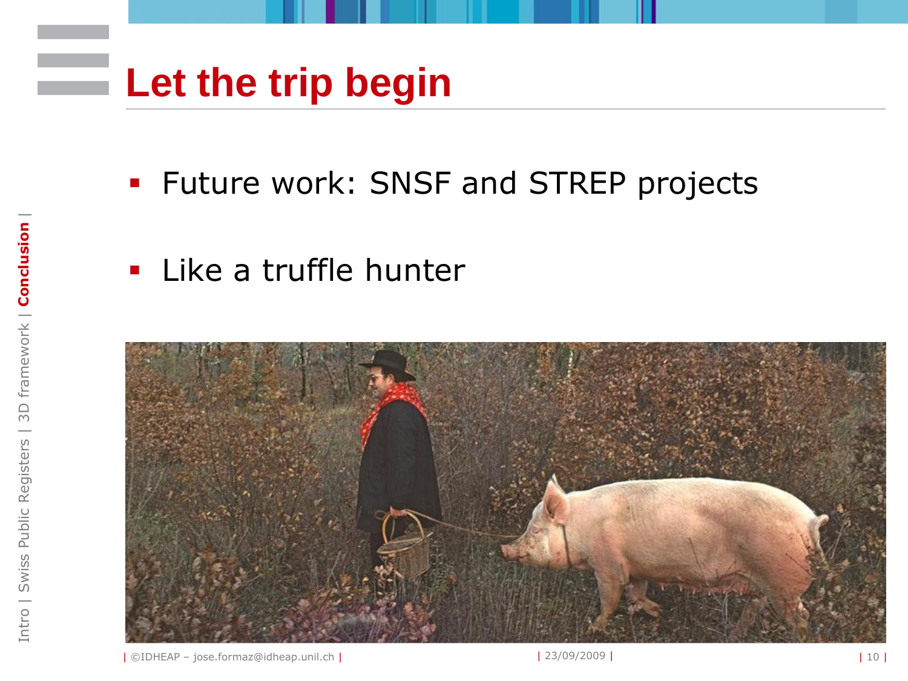# Let the trip begin

- Future work: SNSF and STREP projects
- Like a truffle hunter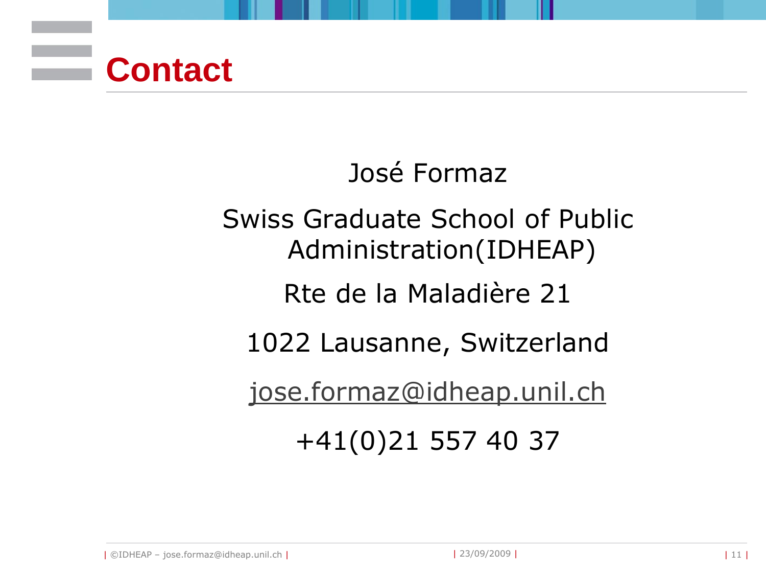# Contact

José Formaz

Swiss Graduate School of Public Administration(IDHEAP)

Rte de la Maladière 21

1022 Lausanne, Switzerland

jose.formaz@idheap.unil.ch

+41(0)21 557 40 37